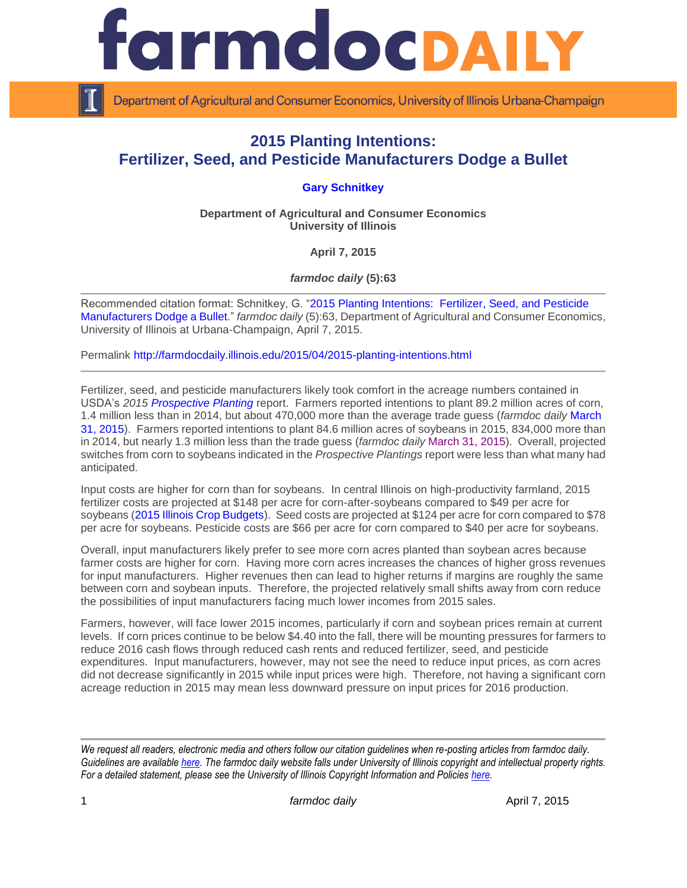# farmdoc DAILY

Department of Agricultural and Consumer Economics, University of Illinois Urbana-Champaign

## 2015 Planting Intentions: Fertilizer, Seed, and Pesticide Manufacturers Dodge a Bullet

**Gary Schnitkey**

**Department of Agricultural and Consumer Economics**
**University of Illinois**

**April 7, 2015**

***farmdoc daily* (5):63**

---

Recommended citation format: Schnitkey, G. "2015 Planting Intentions: Fertilizer, Seed, and Pesticide Manufacturers Dodge a Bullet." *farmdoc daily* (5):63, Department of Agricultural and Consumer Economics, University of Illinois at Urbana-Champaign, April 7, 2015.

Permalink http://farmdocdaily.illinois.edu/2015/04/2015-planting-intentions.html

---

Fertilizer, seed, and pesticide manufacturers likely took comfort in the acreage numbers contained in USDA's *2015 Prospective Planting* report. Farmers reported intentions to plant 89.2 million acres of corn, 1.4 million less than in 2014, but about 470,000 more than the average trade guess (*farmdoc daily* March 31, 2015). Farmers reported intentions to plant 84.6 million acres of soybeans in 2015, 834,000 more than in 2014, but nearly 1.3 million less than the trade guess (*farmdoc daily* March 31, 2015). Overall, projected switches from corn to soybeans indicated in the *Prospective Plantings* report were less than what many had anticipated.

Input costs are higher for corn than for soybeans. In central Illinois on high-productivity farmland, 2015 fertilizer costs are projected at $148 per acre for corn-after-soybeans compared to $49 per acre for soybeans (2015 Illinois Crop Budgets). Seed costs are projected at $124 per acre for corn compared to $78 per acre for soybeans. Pesticide costs are $66 per acre for corn compared to $40 per acre for soybeans.

Overall, input manufacturers likely prefer to see more corn acres planted than soybean acres because farmer costs are higher for corn. Having more corn acres increases the chances of higher gross revenues for input manufacturers. Higher revenues then can lead to higher returns if margins are roughly the same between corn and soybean inputs. Therefore, the projected relatively small shifts away from corn reduce the possibilities of input manufacturers facing much lower incomes from 2015 sales.

Farmers, however, will face lower 2015 incomes, particularly if corn and soybean prices remain at current levels. If corn prices continue to be below $4.40 into the fall, there will be mounting pressures for farmers to reduce 2016 cash flows through reduced cash rents and reduced fertilizer, seed, and pesticide expenditures. Input manufacturers, however, may not see the need to reduce input prices, as corn acres did not decrease significantly in 2015 while input prices were high. Therefore, not having a significant corn acreage reduction in 2015 may mean less downward pressure on input prices for 2016 production.

---

*We request all readers, electronic media and others follow our citation guidelines when re-posting articles from farmdoc daily. Guidelines are available here. The farmdoc daily website falls under University of Illinois copyright and intellectual property rights. For a detailed statement, please see the University of Illinois Copyright Information and Policies here.*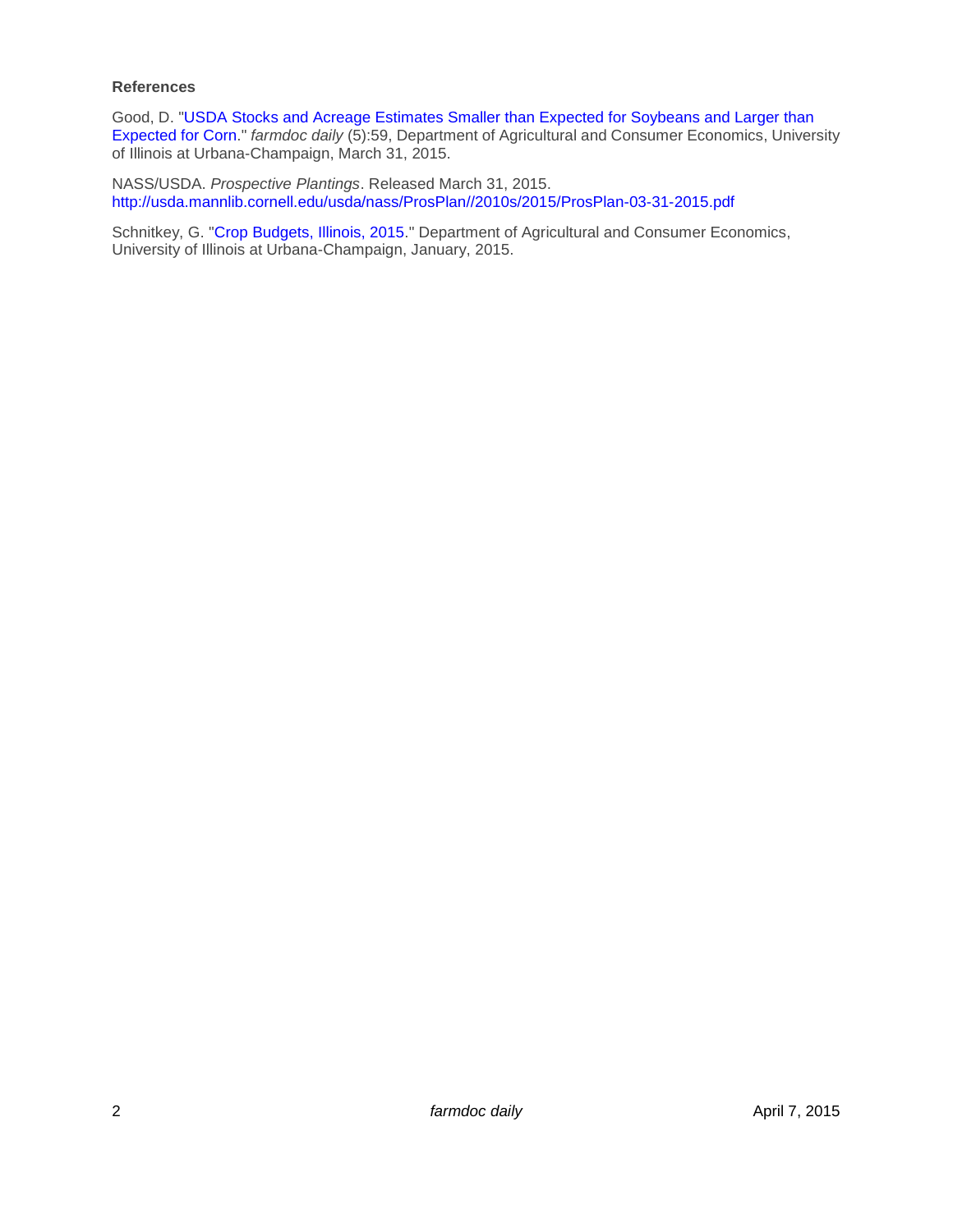**References**

Good, D. "USDA Stocks and Acreage Estimates Smaller than Expected for Soybeans and Larger than Expected for Corn." *farmdoc daily* (5):59, Department of Agricultural and Consumer Economics, University of Illinois at Urbana-Champaign, March 31, 2015.

NASS/USDA. *Prospective Plantings*. Released March 31, 2015. http://usda.mannlib.cornell.edu/usda/nass/ProsPlan//2010s/2015/ProsPlan-03-31-2015.pdf

Schnitkey, G. "Crop Budgets, Illinois, 2015." Department of Agricultural and Consumer Economics, University of Illinois at Urbana-Champaign, January, 2015.